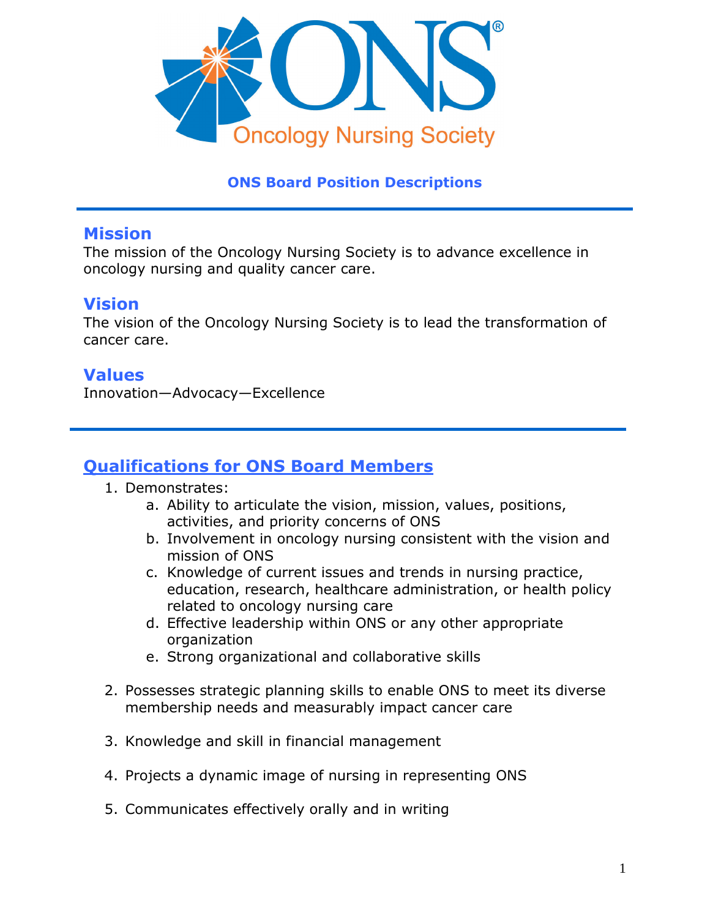# ONS Board Position Descriptions

## Mission

The mission of the Oncology Nursing Society is to advance excellence in oncology nursing and quality cancer care.

## Vision

The vision of the Oncology Nursing Society is to lead the transformation of cancer care.

## Values

Innovation—Advocacy—Excellence

## Qualifications for ONS Board Members

1. Demonstrates:
    a. Ability to articulate the vision, mission, values, positions, activities, and priority concerns of ONS
    b. Involvement in oncology nursing consistent with the vision and mission of ONS
    c. Knowledge of current issues and trends in nursing practice, education, research, healthcare administration, or health policy related to oncology nursing care
    d. Effective leadership within ONS or any other appropriate organization
    e. Strong organizational and collaborative skills

2. Possesses strategic planning skills to enable ONS to meet its diverse membership needs and measurably impact cancer care

3. Knowledge and skill in financial management

4. Projects a dynamic image of nursing in representing ONS

5. Communicates effectively orally and in writing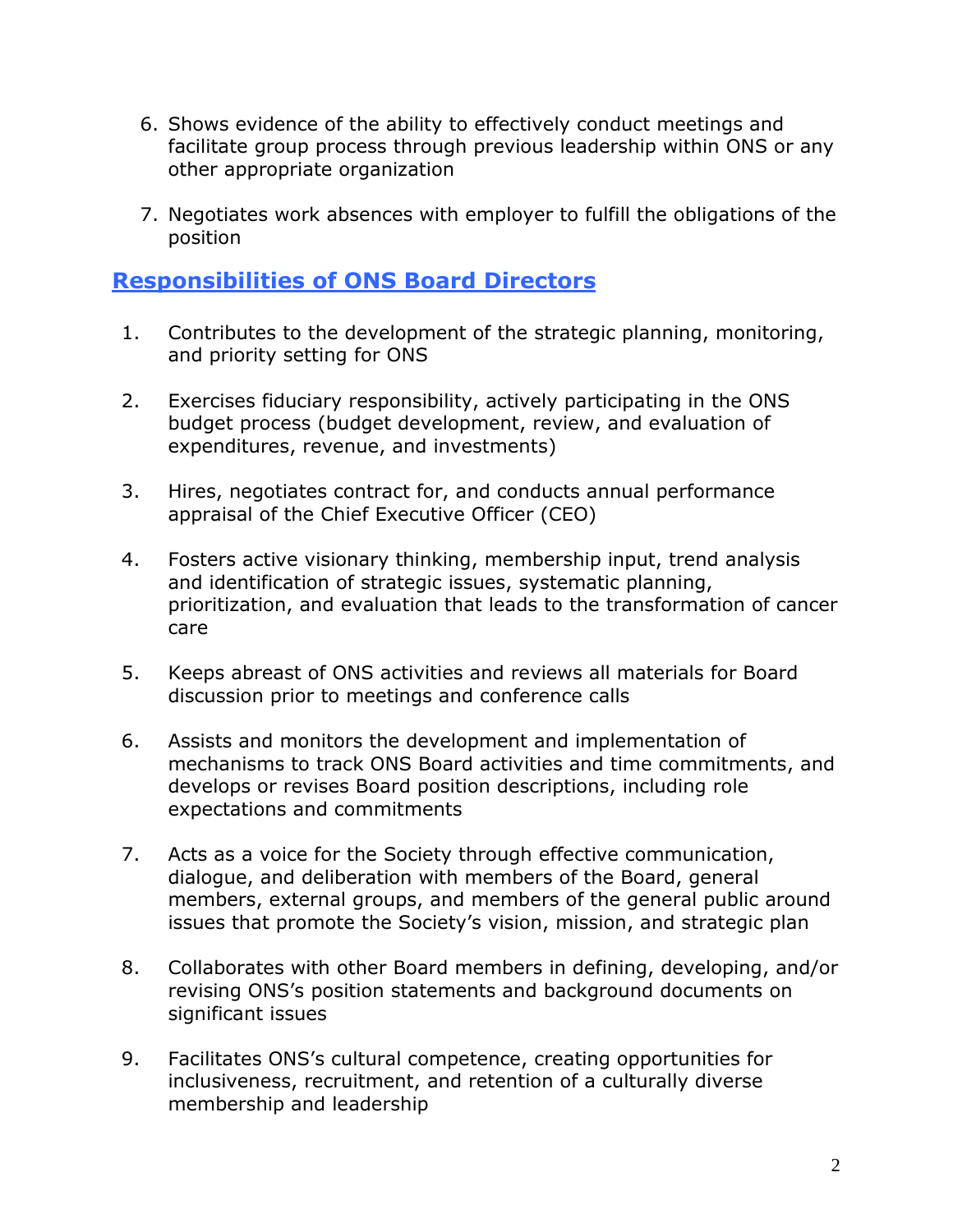6. Shows evidence of the ability to effectively conduct meetings and facilitate group process through previous leadership within ONS or any other appropriate organization

7. Negotiates work absences with employer to fulfill the obligations of the position

## Responsibilities of ONS Board Directors

1. Contributes to the development of the strategic planning, monitoring, and priority setting for ONS

2. Exercises fiduciary responsibility, actively participating in the ONS budget process (budget development, review, and evaluation of expenditures, revenue, and investments)

3. Hires, negotiates contract for, and conducts annual performance appraisal of the Chief Executive Officer (CEO)

4. Fosters active visionary thinking, membership input, trend analysis and identification of strategic issues, systematic planning, prioritization, and evaluation that leads to the transformation of cancer care

5. Keeps abreast of ONS activities and reviews all materials for Board discussion prior to meetings and conference calls

6. Assists and monitors the development and implementation of mechanisms to track ONS Board activities and time commitments, and develops or revises Board position descriptions, including role expectations and commitments

7. Acts as a voice for the Society through effective communication, dialogue, and deliberation with members of the Board, general members, external groups, and members of the general public around issues that promote the Society's vision, mission, and strategic plan

8. Collaborates with other Board members in defining, developing, and/or revising ONS's position statements and background documents on significant issues

9. Facilitates ONS's cultural competence, creating opportunities for inclusiveness, recruitment, and retention of a culturally diverse membership and leadership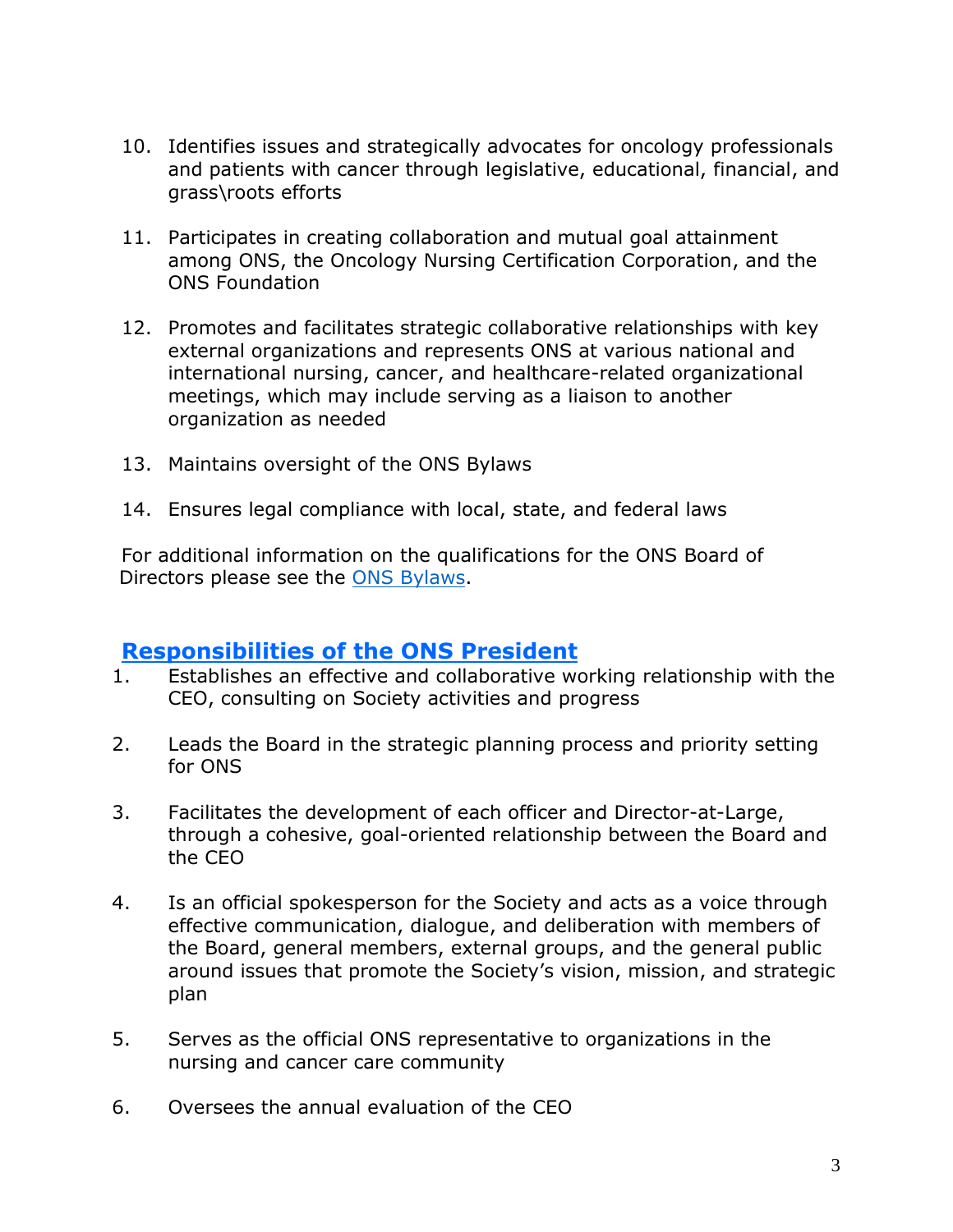10. Identifies issues and strategically advocates for oncology professionals and patients with cancer through legislative, educational, financial, and grass\roots efforts

11. Participates in creating collaboration and mutual goal attainment among ONS, the Oncology Nursing Certification Corporation, and the ONS Foundation

12. Promotes and facilitates strategic collaborative relationships with key external organizations and represents ONS at various national and international nursing, cancer, and healthcare-related organizational meetings, which may include serving as a liaison to another organization as needed

13. Maintains oversight of the ONS Bylaws

14. Ensures legal compliance with local, state, and federal laws

For additional information on the qualifications for the ONS Board of Directors please see the [ONS Bylaws](#).

## [Responsibilities of the ONS President](#)

1. Establishes an effective and collaborative working relationship with the CEO, consulting on Society activities and progress

2. Leads the Board in the strategic planning process and priority setting for ONS

3. Facilitates the development of each officer and Director-at-Large, through a cohesive, goal-oriented relationship between the Board and the CEO

4. Is an official spokesperson for the Society and acts as a voice through effective communication, dialogue, and deliberation with members of the Board, general members, external groups, and the general public around issues that promote the Society's vision, mission, and strategic plan

5. Serves as the official ONS representative to organizations in the nursing and cancer care community

6. Oversees the annual evaluation of the CEO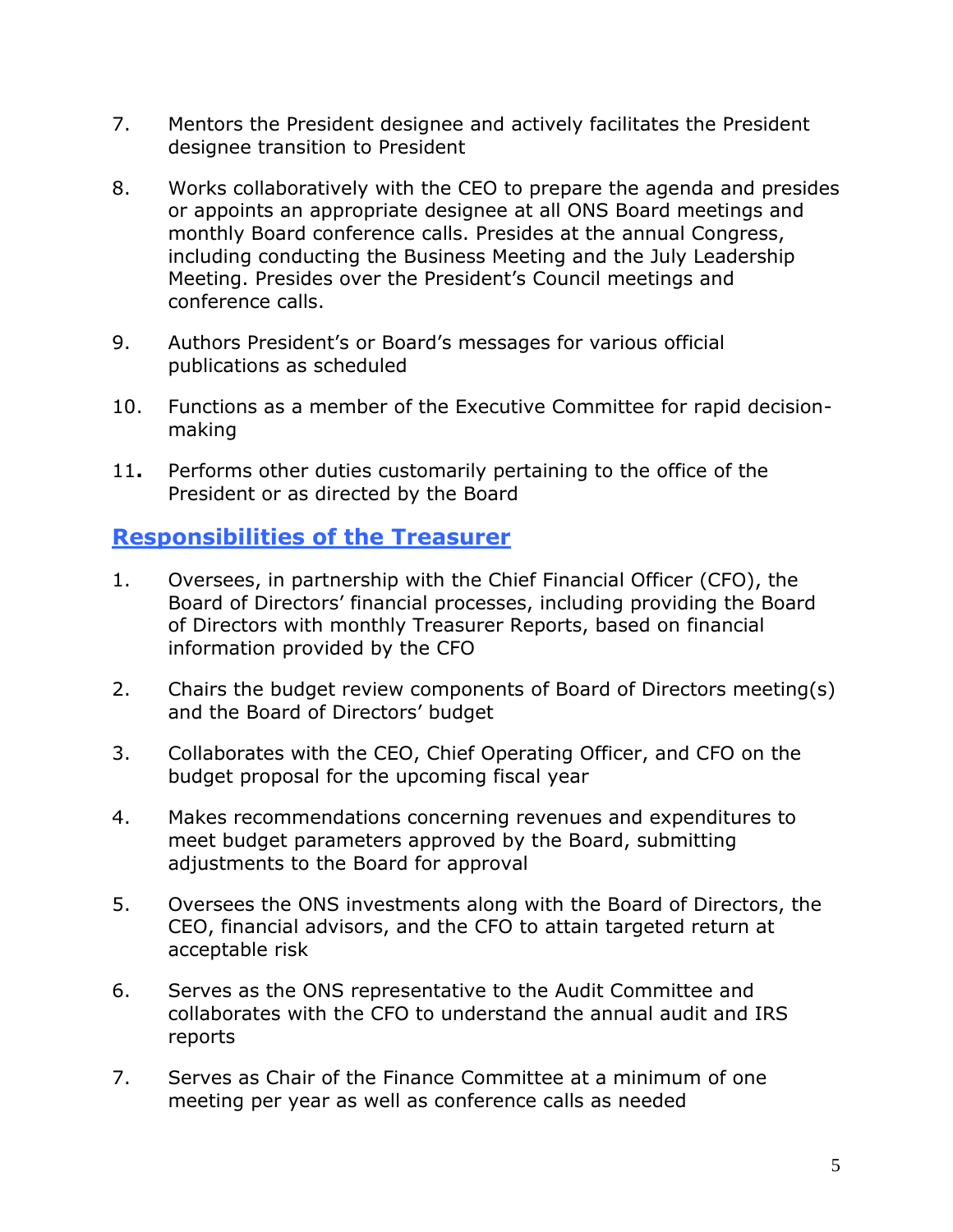7. Mentors the President designee and actively facilitates the President designee transition to President

8. Works collaboratively with the CEO to prepare the agenda and presides or appoints an appropriate designee at all ONS Board meetings and monthly Board conference calls. Presides at the annual Congress, including conducting the Business Meeting and the July Leadership Meeting. Presides over the President's Council meetings and conference calls.

9. Authors President's or Board's messages for various official publications as scheduled

10. Functions as a member of the Executive Committee for rapid decision-making

11. Performs other duties customarily pertaining to the office of the President or as directed by the Board

## Responsibilities of the Treasurer

1. Oversees, in partnership with the Chief Financial Officer (CFO), the Board of Directors' financial processes, including providing the Board of Directors with monthly Treasurer Reports, based on financial information provided by the CFO

2. Chairs the budget review components of Board of Directors meeting(s) and the Board of Directors' budget

3. Collaborates with the CEO, Chief Operating Officer, and CFO on the budget proposal for the upcoming fiscal year

4. Makes recommendations concerning revenues and expenditures to meet budget parameters approved by the Board, submitting adjustments to the Board for approval

5. Oversees the ONS investments along with the Board of Directors, the CEO, financial advisors, and the CFO to attain targeted return at acceptable risk

6. Serves as the ONS representative to the Audit Committee and collaborates with the CFO to understand the annual audit and IRS reports

7. Serves as Chair of the Finance Committee at a minimum of one meeting per year as well as conference calls as needed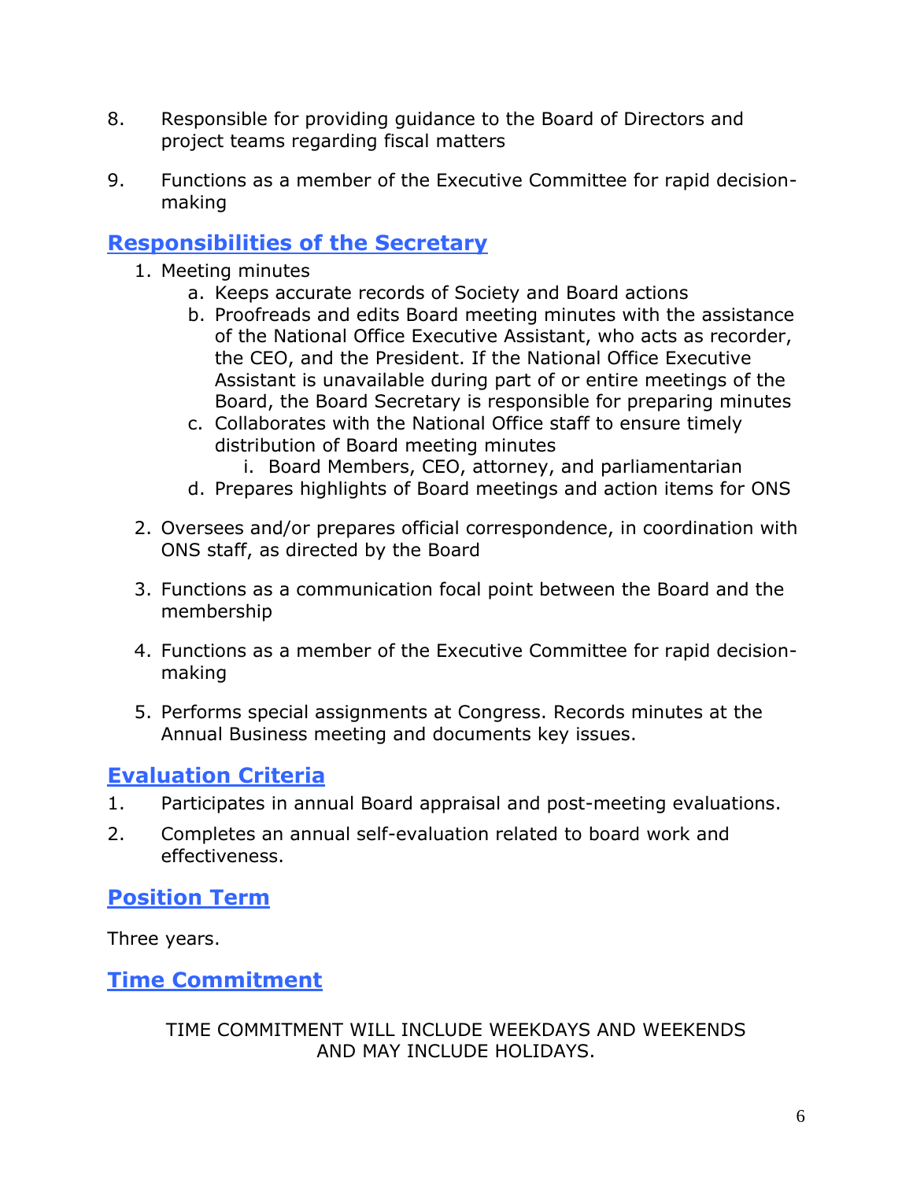8. Responsible for providing guidance to the Board of Directors and project teams regarding fiscal matters

9. Functions as a member of the Executive Committee for rapid decision-making

## Responsibilities of the Secretary

1. Meeting minutes
   a. Keeps accurate records of Society and Board actions
   b. Proofreads and edits Board meeting minutes with the assistance of the National Office Executive Assistant, who acts as recorder, the CEO, and the President. If the National Office Executive Assistant is unavailable during part of or entire meetings of the Board, the Board Secretary is responsible for preparing minutes
   c. Collaborates with the National Office staff to ensure timely distribution of Board meeting minutes
      i. Board Members, CEO, attorney, and parliamentarian
   d. Prepares highlights of Board meetings and action items for ONS

2. Oversees and/or prepares official correspondence, in coordination with ONS staff, as directed by the Board

3. Functions as a communication focal point between the Board and the membership

4. Functions as a member of the Executive Committee for rapid decision-making

5. Performs special assignments at Congress. Records minutes at the Annual Business meeting and documents key issues.

## Evaluation Criteria

1. Participates in annual Board appraisal and post-meeting evaluations.

2. Completes an annual self-evaluation related to board work and effectiveness.

## Position Term

Three years.

## Time Commitment

TIME COMMITMENT WILL INCLUDE WEEKDAYS AND WEEKENDS AND MAY INCLUDE HOLIDAYS.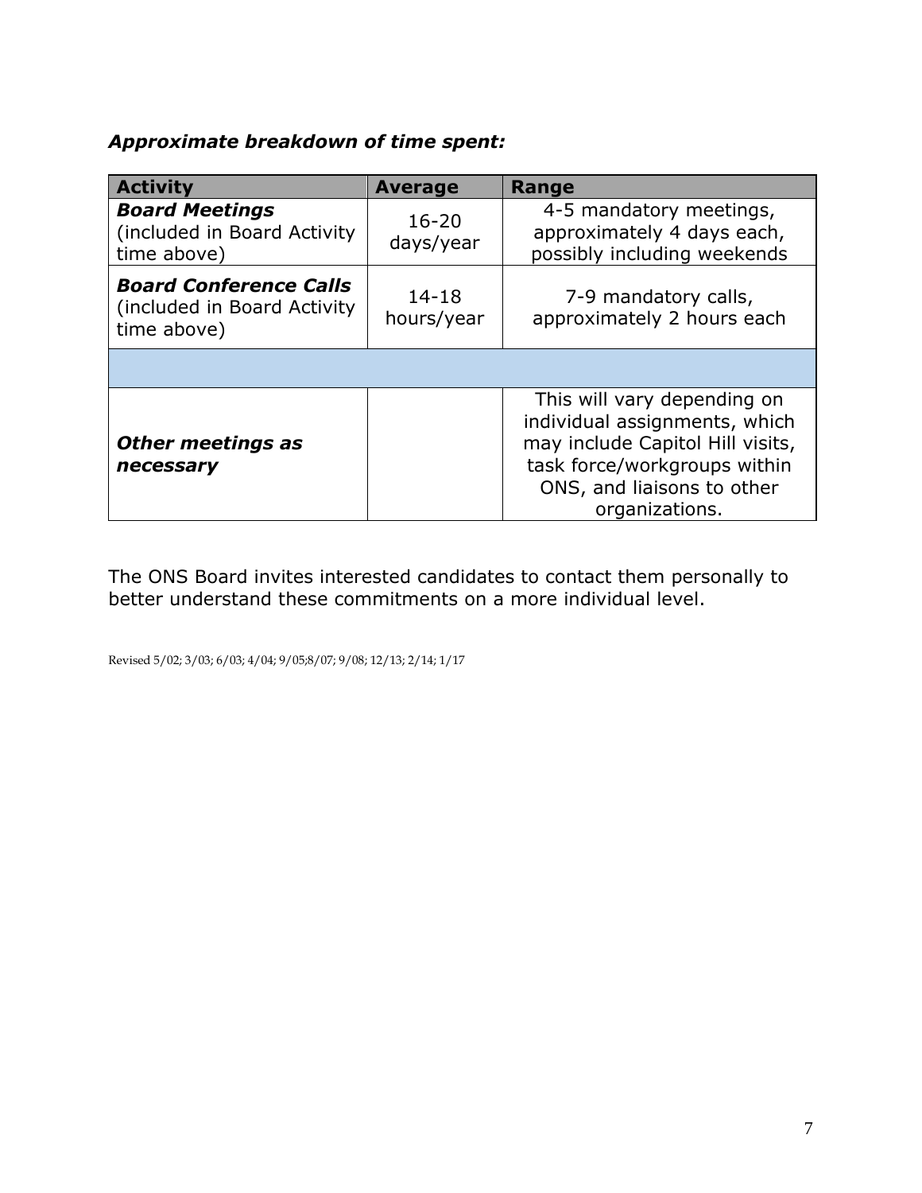***Approximate breakdown of time spent:***

| Activity | Average | Range |
| --- | --- | --- |
| ***Board Meetings*** (included in Board Activity time above) | 16-20 days/year | 4-5 mandatory meetings, approximately 4 days each, possibly including weekends |
| ***Board Conference Calls*** (included in Board Activity time above) | 14-18 hours/year | 7-9 mandatory calls, approximately 2 hours each |
| | | |
| ***Other meetings as necessary*** | | This will vary depending on individual assignments, which may include Capitol Hill visits, task force/workgroups within ONS, and liaisons to other organizations. |

The ONS Board invites interested candidates to contact them personally to better understand these commitments on a more individual level.

Revised 5/02; 3/03; 6/03; 4/04; 9/05;8/07; 9/08; 12/13; 2/14; 1/17